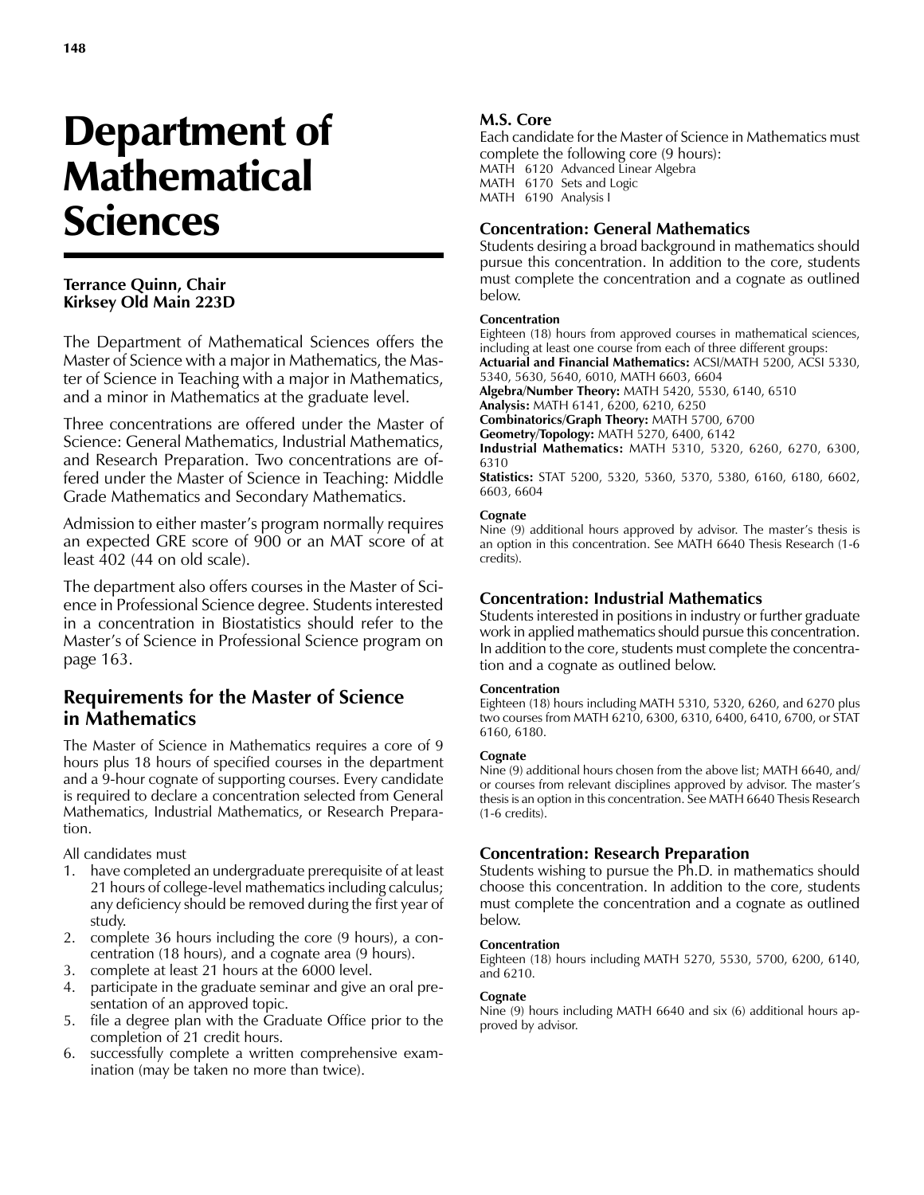# Department of Mathematical Sciences

**Terrance Quinn, Chair**
**Kirksey Old Main 223D**

The Department of Mathematical Sciences offers the Master of Science with a major in Mathematics, the Master of Science in Teaching with a major in Mathematics, and a minor in Mathematics at the graduate level.

Three concentrations are offered under the Master of Science: General Mathematics, Industrial Mathematics, and Research Preparation. Two concentrations are offered under the Master of Science in Teaching: Middle Grade Mathematics and Secondary Mathematics.

Admission to either master's program normally requires an expected GRE score of 900 or an MAT score of at least 402 (44 on old scale).

The department also offers courses in the Master of Science in Professional Science degree. Students interested in a concentration in Biostatistics should refer to the Master's of Science in Professional Science program on page 163.

## Requirements for the Master of Science in Mathematics

The Master of Science in Mathematics requires a core of 9 hours plus 18 hours of specified courses in the department and a 9-hour cognate of supporting courses. Every candidate is required to declare a concentration selected from General Mathematics, Industrial Mathematics, or Research Preparation.

All candidates must

1. have completed an undergraduate prerequisite of at least 21 hours of college-level mathematics including calculus; any deficiency should be removed during the first year of study.
2. complete 36 hours including the core (9 hours), a concentration (18 hours), and a cognate area (9 hours).
3. complete at least 21 hours at the 6000 level.
4. participate in the graduate seminar and give an oral presentation of an approved topic.
5. file a degree plan with the Graduate Office prior to the completion of 21 credit hours.
6. successfully complete a written comprehensive examination (may be taken no more than twice).

### M.S. Core

Each candidate for the Master of Science in Mathematics must complete the following core (9 hours):

MATH 6120 Advanced Linear Algebra
MATH 6170 Sets and Logic
MATH 6190 Analysis I

### Concentration: General Mathematics

Students desiring a broad background in mathematics should pursue this concentration. In addition to the core, students must complete the concentration and a cognate as outlined below.

#### Concentration

Eighteen (18) hours from approved courses in mathematical sciences, including at least one course from each of three different groups:

**Actuarial and Financial Mathematics:** ACSI/MATH 5200, ACSI 5330, 5340, 5630, 5640, 6010, MATH 6603, 6604
**Algebra/Number Theory:** MATH 5420, 5530, 6140, 6510
**Analysis:** MATH 6141, 6200, 6210, 6250
**Combinatorics/Graph Theory:** MATH 5700, 6700
**Geometry/Topology:** MATH 5270, 6400, 6142
**Industrial Mathematics:** MATH 5310, 5320, 6260, 6270, 6300, 6310
**Statistics:** STAT 5200, 5320, 5360, 5370, 5380, 6160, 6180, 6602, 6603, 6604

#### Cognate

Nine (9) additional hours approved by advisor. The master's thesis is an option in this concentration. See MATH 6640 Thesis Research (1-6 credits).

### Concentration: Industrial Mathematics

Students interested in positions in industry or further graduate work in applied mathematics should pursue this concentration. In addition to the core, students must complete the concentration and a cognate as outlined below.

#### Concentration

Eighteen (18) hours including MATH 5310, 5320, 6260, and 6270 plus two courses from MATH 6210, 6300, 6310, 6400, 6410, 6700, or STAT 6160, 6180.

#### Cognate

Nine (9) additional hours chosen from the above list; MATH 6640, and/or courses from relevant disciplines approved by advisor. The master's thesis is an option in this concentration. See MATH 6640 Thesis Research (1-6 credits).

### Concentration: Research Preparation

Students wishing to pursue the Ph.D. in mathematics should choose this concentration. In addition to the core, students must complete the concentration and a cognate as outlined below.

#### Concentration

Eighteen (18) hours including MATH 5270, 5530, 5700, 6200, 6140, and 6210.

#### Cognate

Nine (9) hours including MATH 6640 and six (6) additional hours approved by advisor.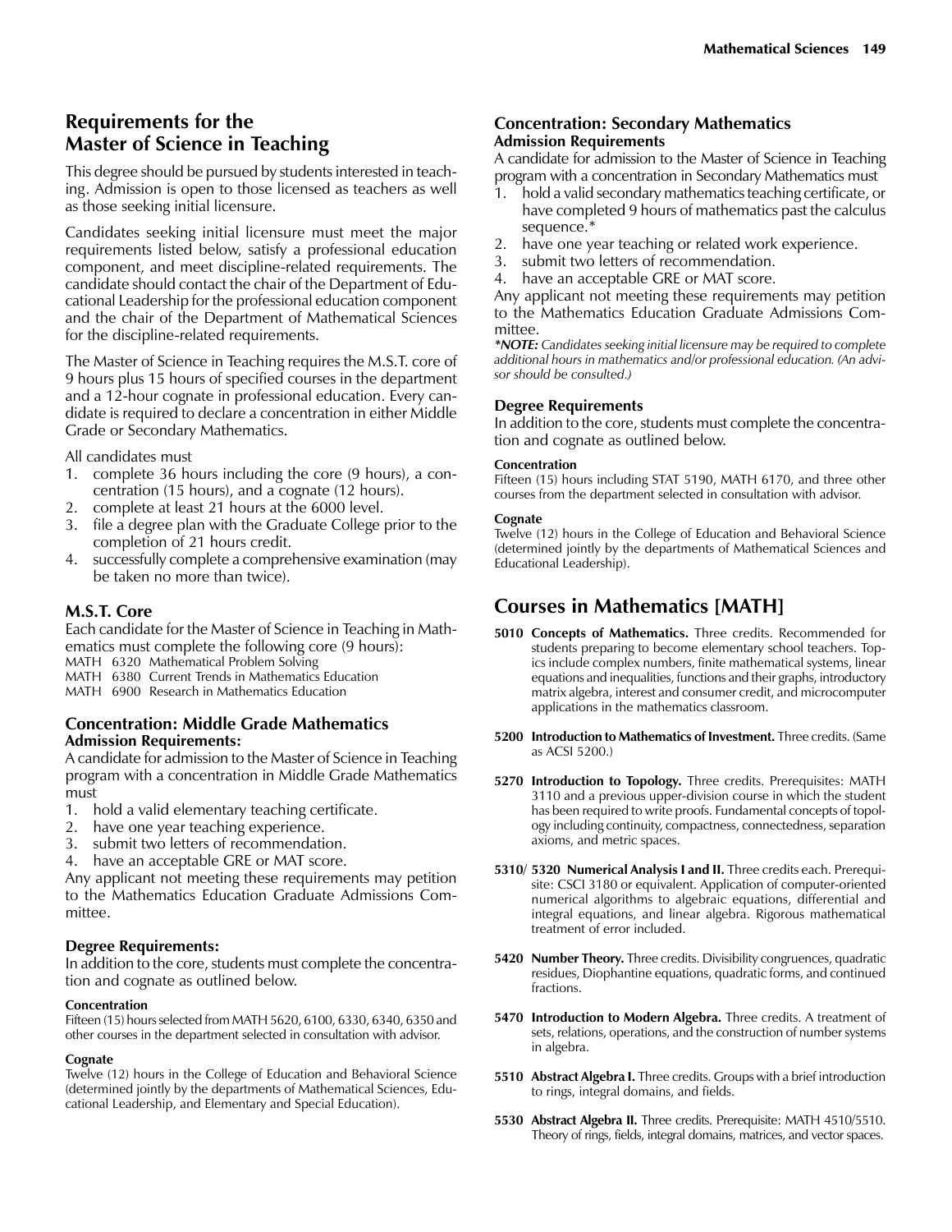## Requirements for the Master of Science in Teaching

This degree should be pursued by students interested in teaching. Admission is open to those licensed as teachers as well as those seeking initial licensure.

Candidates seeking initial licensure must meet the major requirements listed below, satisfy a professional education component, and meet discipline-related requirements. The candidate should contact the chair of the Department of Educational Leadership for the professional education component and the chair of the Department of Mathematical Sciences for the discipline-related requirements.

The Master of Science in Teaching requires the M.S.T. core of 9 hours plus 15 hours of specified courses in the department and a 12-hour cognate in professional education. Every candidate is required to declare a concentration in either Middle Grade or Secondary Mathematics.

All candidates must

1. complete 36 hours including the core (9 hours), a concentration (15 hours), and a cognate (12 hours).
2. complete at least 21 hours at the 6000 level.
3. file a degree plan with the Graduate College prior to the completion of 21 hours credit.
4. successfully complete a comprehensive examination (may be taken no more than twice).

### M.S.T. Core

Each candidate for the Master of Science in Teaching in Mathematics must complete the following core (9 hours):

MATH 6320 Mathematical Problem Solving
MATH 6380 Current Trends in Mathematics Education
MATH 6900 Research in Mathematics Education

### Concentration: Middle Grade Mathematics

**Admission Requirements:**

A candidate for admission to the Master of Science in Teaching program with a concentration in Middle Grade Mathematics must

1. hold a valid elementary teaching certificate.
2. have one year teaching experience.
3. submit two letters of recommendation.
4. have an acceptable GRE or MAT score.

Any applicant not meeting these requirements may petition to the Mathematics Education Graduate Admissions Committee.

**Degree Requirements:**

In addition to the core, students must complete the concentration and cognate as outlined below.

**Concentration**

Fifteen (15) hours selected from MATH 5620, 6100, 6330, 6340, 6350 and other courses in the department selected in consultation with advisor.

**Cognate**

Twelve (12) hours in the College of Education and Behavioral Science (determined jointly by the departments of Mathematical Sciences, Educational Leadership, and Elementary and Special Education).

### Concentration: Secondary Mathematics

**Admission Requirements**

A candidate for admission to the Master of Science in Teaching program with a concentration in Secondary Mathematics must

1. hold a valid secondary mathematics teaching certificate, or have completed 9 hours of mathematics past the calculus sequence.*
2. have one year teaching or related work experience.
3. submit two letters of recommendation.
4. have an acceptable GRE or MAT score.

Any applicant not meeting these requirements may petition to the Mathematics Education Graduate Admissions Committee.

****NOTE:*** *Candidates seeking initial licensure may be required to complete additional hours in mathematics and/or professional education. (An advisor should be consulted.)*

**Degree Requirements**

In addition to the core, students must complete the concentration and cognate as outlined below.

**Concentration**

Fifteen (15) hours including STAT 5190, MATH 6170, and three other courses from the department selected in consultation with advisor.

**Cognate**

Twelve (12) hours in the College of Education and Behavioral Science (determined jointly by the departments of Mathematical Sciences and Educational Leadership).

## Courses in Mathematics [MATH]

**5010 Concepts of Mathematics.** Three credits. Recommended for students preparing to become elementary school teachers. Topics include complex numbers, finite mathematical systems, linear equations and inequalities, functions and their graphs, introductory matrix algebra, interest and consumer credit, and microcomputer applications in the mathematics classroom.

**5200 Introduction to Mathematics of Investment.** Three credits. (Same as ACSI 5200.)

**5270 Introduction to Topology.** Three credits. Prerequisites: MATH 3110 and a previous upper-division course in which the student has been required to write proofs. Fundamental concepts of topology including continuity, compactness, connectedness, separation axioms, and metric spaces.

**5310/ 5320 Numerical Analysis I and II.** Three credits each. Prerequisite: CSCI 3180 or equivalent. Application of computer-oriented numerical algorithms to algebraic equations, differential and integral equations, and linear algebra. Rigorous mathematical treatment of error included.

**5420 Number Theory.** Three credits. Divisibility congruences, quadratic residues, Diophantine equations, quadratic forms, and continued fractions.

**5470 Introduction to Modern Algebra.** Three credits. A treatment of sets, relations, operations, and the construction of number systems in algebra.

**5510 Abstract Algebra I.** Three credits. Groups with a brief introduction to rings, integral domains, and fields.

**5530 Abstract Algebra II.** Three credits. Prerequisite: MATH 4510/5510. Theory of rings, fields, integral domains, matrices, and vector spaces.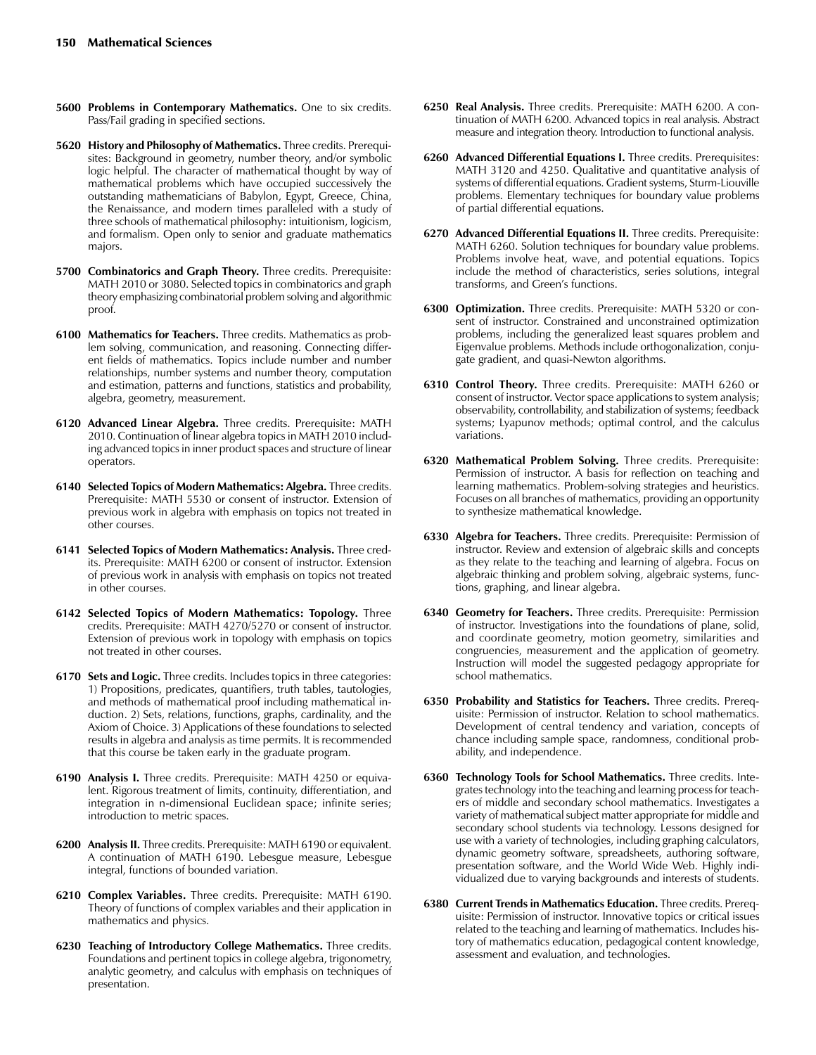**5600 Problems in Contemporary Mathematics.** One to six credits. Pass/Fail grading in specified sections.

**5620 History and Philosophy of Mathematics.** Three credits. Prerequisites: Background in geometry, number theory, and/or symbolic logic helpful. The character of mathematical thought by way of mathematical problems which have occupied successively the outstanding mathematicians of Babylon, Egypt, Greece, China, the Renaissance, and modern times paralleled with a study of three schools of mathematical philosophy: intuitionism, logicism, and formalism. Open only to senior and graduate mathematics majors.

**5700 Combinatorics and Graph Theory.** Three credits. Prerequisite: MATH 2010 or 3080. Selected topics in combinatorics and graph theory emphasizing combinatorial problem solving and algorithmic proof.

**6100 Mathematics for Teachers.** Three credits. Mathematics as problem solving, communication, and reasoning. Connecting different fields of mathematics. Topics include number and number relationships, number systems and number theory, computation and estimation, patterns and functions, statistics and probability, algebra, geometry, measurement.

**6120 Advanced Linear Algebra.** Three credits. Prerequisite: MATH 2010. Continuation of linear algebra topics in MATH 2010 including advanced topics in inner product spaces and structure of linear operators.

**6140 Selected Topics of Modern Mathematics: Algebra.** Three credits. Prerequisite: MATH 5530 or consent of instructor. Extension of previous work in algebra with emphasis on topics not treated in other courses.

**6141 Selected Topics of Modern Mathematics: Analysis.** Three credits. Prerequisite: MATH 6200 or consent of instructor. Extension of previous work in analysis with emphasis on topics not treated in other courses.

**6142 Selected Topics of Modern Mathematics: Topology.** Three credits. Prerequisite: MATH 4270/5270 or consent of instructor. Extension of previous work in topology with emphasis on topics not treated in other courses.

**6170 Sets and Logic.** Three credits. Includes topics in three categories: 1) Propositions, predicates, quantifiers, truth tables, tautologies, and methods of mathematical proof including mathematical induction. 2) Sets, relations, functions, graphs, cardinality, and the Axiom of Choice. 3) Applications of these foundations to selected results in algebra and analysis as time permits. It is recommended that this course be taken early in the graduate program.

**6190 Analysis I.** Three credits. Prerequisite: MATH 4250 or equivalent. Rigorous treatment of limits, continuity, differentiation, and integration in n-dimensional Euclidean space; infinite series; introduction to metric spaces.

**6200 Analysis II.** Three credits. Prerequisite: MATH 6190 or equivalent. A continuation of MATH 6190. Lebesgue measure, Lebesgue integral, functions of bounded variation.

**6210 Complex Variables.** Three credits. Prerequisite: MATH 6190. Theory of functions of complex variables and their application in mathematics and physics.

**6230 Teaching of Introductory College Mathematics.** Three credits. Foundations and pertinent topics in college algebra, trigonometry, analytic geometry, and calculus with emphasis on techniques of presentation.

**6250 Real Analysis.** Three credits. Prerequisite: MATH 6200. A continuation of MATH 6200. Advanced topics in real analysis. Abstract measure and integration theory. Introduction to functional analysis.

**6260 Advanced Differential Equations I.** Three credits. Prerequisites: MATH 3120 and 4250. Qualitative and quantitative analysis of systems of differential equations. Gradient systems, Sturm-Liouville problems. Elementary techniques for boundary value problems of partial differential equations.

**6270 Advanced Differential Equations II.** Three credits. Prerequisite: MATH 6260. Solution techniques for boundary value problems. Problems involve heat, wave, and potential equations. Topics include the method of characteristics, series solutions, integral transforms, and Green's functions.

**6300 Optimization.** Three credits. Prerequisite: MATH 5320 or consent of instructor. Constrained and unconstrained optimization problems, including the generalized least squares problem and Eigenvalue problems. Methods include orthogonalization, conjugate gradient, and quasi-Newton algorithms.

**6310 Control Theory.** Three credits. Prerequisite: MATH 6260 or consent of instructor. Vector space applications to system analysis; observability, controllability, and stabilization of systems; feedback systems; Lyapunov methods; optimal control, and the calculus variations.

**6320 Mathematical Problem Solving.** Three credits. Prerequisite: Permission of instructor. A basis for reflection on teaching and learning mathematics. Problem-solving strategies and heuristics. Focuses on all branches of mathematics, providing an opportunity to synthesize mathematical knowledge.

**6330 Algebra for Teachers.** Three credits. Prerequisite: Permission of instructor. Review and extension of algebraic skills and concepts as they relate to the teaching and learning of algebra. Focus on algebraic thinking and problem solving, algebraic systems, functions, graphing, and linear algebra.

**6340 Geometry for Teachers.** Three credits. Prerequisite: Permission of instructor. Investigations into the foundations of plane, solid, and coordinate geometry, motion geometry, similarities and congruencies, measurement and the application of geometry. Instruction will model the suggested pedagogy appropriate for school mathematics.

**6350 Probability and Statistics for Teachers.** Three credits. Prerequisite: Permission of instructor. Relation to school mathematics. Development of central tendency and variation, concepts of chance including sample space, randomness, conditional probability, and independence.

**6360 Technology Tools for School Mathematics.** Three credits. Integrates technology into the teaching and learning process for teachers of middle and secondary school mathematics. Investigates a variety of mathematical subject matter appropriate for middle and secondary school students via technology. Lessons designed for use with a variety of technologies, including graphing calculators, dynamic geometry software, spreadsheets, authoring software, presentation software, and the World Wide Web. Highly individualized due to varying backgrounds and interests of students.

**6380 Current Trends in Mathematics Education.** Three credits. Prerequisite: Permission of instructor. Innovative topics or critical issues related to the teaching and learning of mathematics. Includes history of mathematics education, pedagogical content knowledge, assessment and evaluation, and technologies.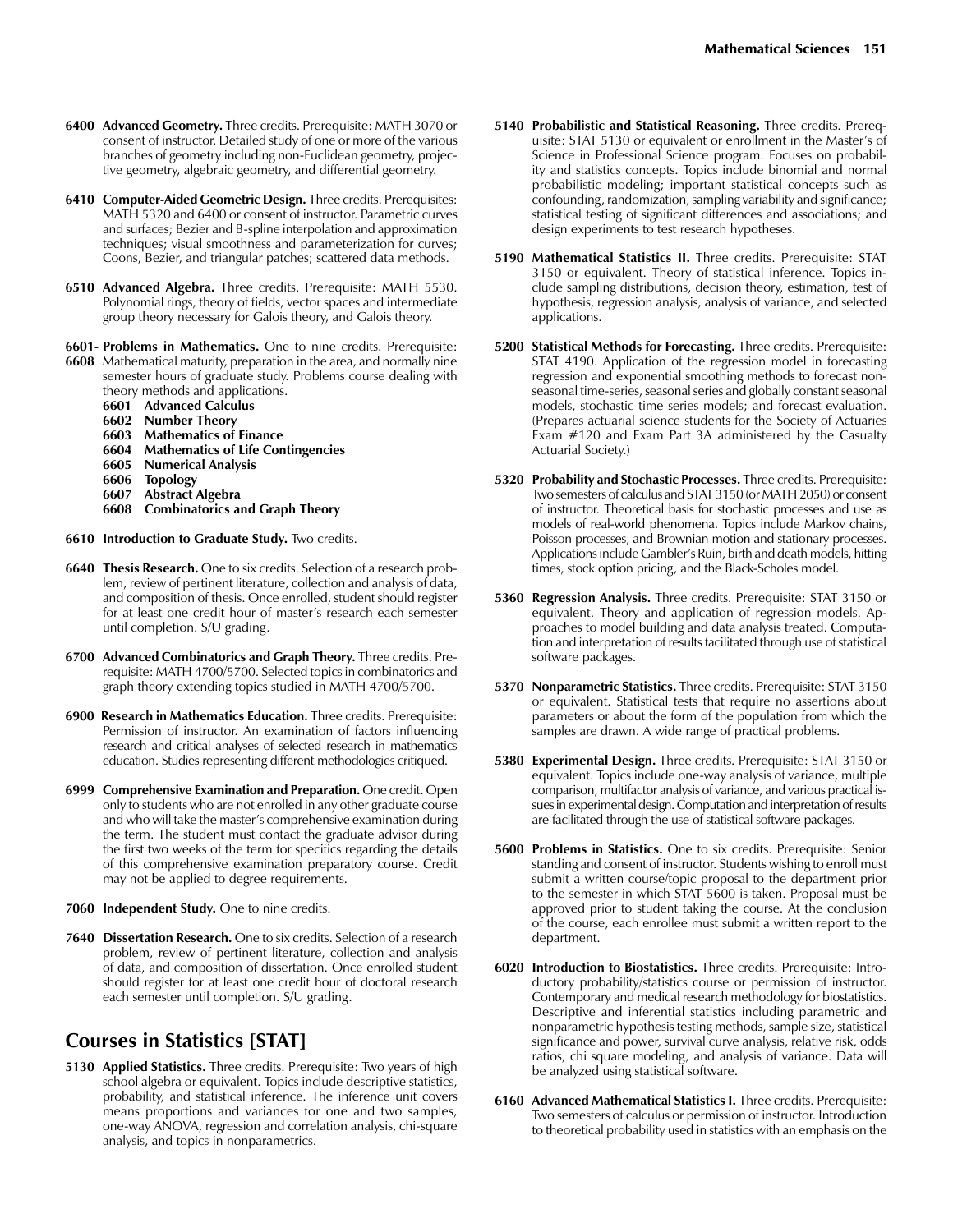**6400 Advanced Geometry.** Three credits. Prerequisite: MATH 3070 or consent of instructor. Detailed study of one or more of the various branches of geometry including non-Euclidean geometry, projective geometry, algebraic geometry, and differential geometry.

**6410 Computer-Aided Geometric Design.** Three credits. Prerequisites: MATH 5320 and 6400 or consent of instructor. Parametric curves and surfaces; Bezier and B-spline interpolation and approximation techniques; visual smoothness and parameterization for curves; Coons, Bezier, and triangular patches; scattered data methods.

**6510 Advanced Algebra.** Three credits. Prerequisite: MATH 5530. Polynomial rings, theory of fields, vector spaces and intermediate group theory necessary for Galois theory, and Galois theory.

**6601- 6608 Problems in Mathematics.** One to nine credits. Prerequisite: Mathematical maturity, preparation in the area, and normally nine semester hours of graduate study. Problems course dealing with theory methods and applications.

- **6601 Advanced Calculus**
- **6602 Number Theory**
- **6603 Mathematics of Finance**
- **6604 Mathematics of Life Contingencies**
- **6605 Numerical Analysis**
- **6606 Topology**
- **6607 Abstract Algebra**
- **6608 Combinatorics and Graph Theory**

**6610 Introduction to Graduate Study.** Two credits.

**6640 Thesis Research.** One to six credits. Selection of a research problem, review of pertinent literature, collection and analysis of data, and composition of thesis. Once enrolled, student should register for at least one credit hour of master's research each semester until completion. S/U grading.

**6700 Advanced Combinatorics and Graph Theory.** Three credits. Prerequisite: MATH 4700/5700. Selected topics in combinatorics and graph theory extending topics studied in MATH 4700/5700.

**6900 Research in Mathematics Education.** Three credits. Prerequisite: Permission of instructor. An examination of factors influencing research and critical analyses of selected research in mathematics education. Studies representing different methodologies critiqued.

**6999 Comprehensive Examination and Preparation.** One credit. Open only to students who are not enrolled in any other graduate course and who will take the master's comprehensive examination during the term. The student must contact the graduate advisor during the first two weeks of the term for specifics regarding the details of this comprehensive examination preparatory course. Credit may not be applied to degree requirements.

**7060 Independent Study.** One to nine credits.

**7640 Dissertation Research.** One to six credits. Selection of a research problem, review of pertinent literature, collection and analysis of data, and composition of dissertation. Once enrolled student should register for at least one credit hour of doctoral research each semester until completion. S/U grading.

## Courses in Statistics [STAT]

**5130 Applied Statistics.** Three credits. Prerequisite: Two years of high school algebra or equivalent. Topics include descriptive statistics, probability, and statistical inference. The inference unit covers means proportions and variances for one and two samples, one-way ANOVA, regression and correlation analysis, chi-square analysis, and topics in nonparametrics.

**5140 Probabilistic and Statistical Reasoning.** Three credits. Prerequisite: STAT 5130 or equivalent or enrollment in the Master's of Science in Professional Science program. Focuses on probability and statistics concepts. Topics include binomial and normal probabilistic modeling; important statistical concepts such as confounding, randomization, sampling variability and significance; statistical testing of significant differences and associations; and design experiments to test research hypotheses.

**5190 Mathematical Statistics II.** Three credits. Prerequisite: STAT 3150 or equivalent. Theory of statistical inference. Topics include sampling distributions, decision theory, estimation, test of hypothesis, regression analysis, analysis of variance, and selected applications.

**5200 Statistical Methods for Forecasting.** Three credits. Prerequisite: STAT 4190. Application of the regression model in forecasting regression and exponential smoothing methods to forecast nonseasonal time-series, seasonal series and globally constant seasonal models, stochastic time series models; and forecast evaluation. (Prepares actuarial science students for the Society of Actuaries Exam #120 and Exam Part 3A administered by the Casualty Actuarial Society.)

**5320 Probability and Stochastic Processes.** Three credits. Prerequisite: Two semesters of calculus and STAT 3150 (or MATH 2050) or consent of instructor. Theoretical basis for stochastic processes and use as models of real-world phenomena. Topics include Markov chains, Poisson processes, and Brownian motion and stationary processes. Applications include Gambler's Ruin, birth and death models, hitting times, stock option pricing, and the Black-Scholes model.

**5360 Regression Analysis.** Three credits. Prerequisite: STAT 3150 or equivalent. Theory and application of regression models. Approaches to model building and data analysis treated. Computation and interpretation of results facilitated through use of statistical software packages.

**5370 Nonparametric Statistics.** Three credits. Prerequisite: STAT 3150 or equivalent. Statistical tests that require no assertions about parameters or about the form of the population from which the samples are drawn. A wide range of practical problems.

**5380 Experimental Design.** Three credits. Prerequisite: STAT 3150 or equivalent. Topics include one-way analysis of variance, multiple comparison, multifactor analysis of variance, and various practical issues in experimental design. Computation and interpretation of results are facilitated through the use of statistical software packages.

**5600 Problems in Statistics.** One to six credits. Prerequisite: Senior standing and consent of instructor. Students wishing to enroll must submit a written course/topic proposal to the department prior to the semester in which STAT 5600 is taken. Proposal must be approved prior to student taking the course. At the conclusion of the course, each enrollee must submit a written report to the department.

**6020 Introduction to Biostatistics.** Three credits. Prerequisite: Introductory probability/statistics course or permission of instructor. Contemporary and medical research methodology for biostatistics. Descriptive and inferential statistics including parametric and nonparametric hypothesis testing methods, sample size, statistical significance and power, survival curve analysis, relative risk, odds ratios, chi square modeling, and analysis of variance. Data will be analyzed using statistical software.

**6160 Advanced Mathematical Statistics I.** Three credits. Prerequisite: Two semesters of calculus or permission of instructor. Introduction to theoretical probability used in statistics with an emphasis on the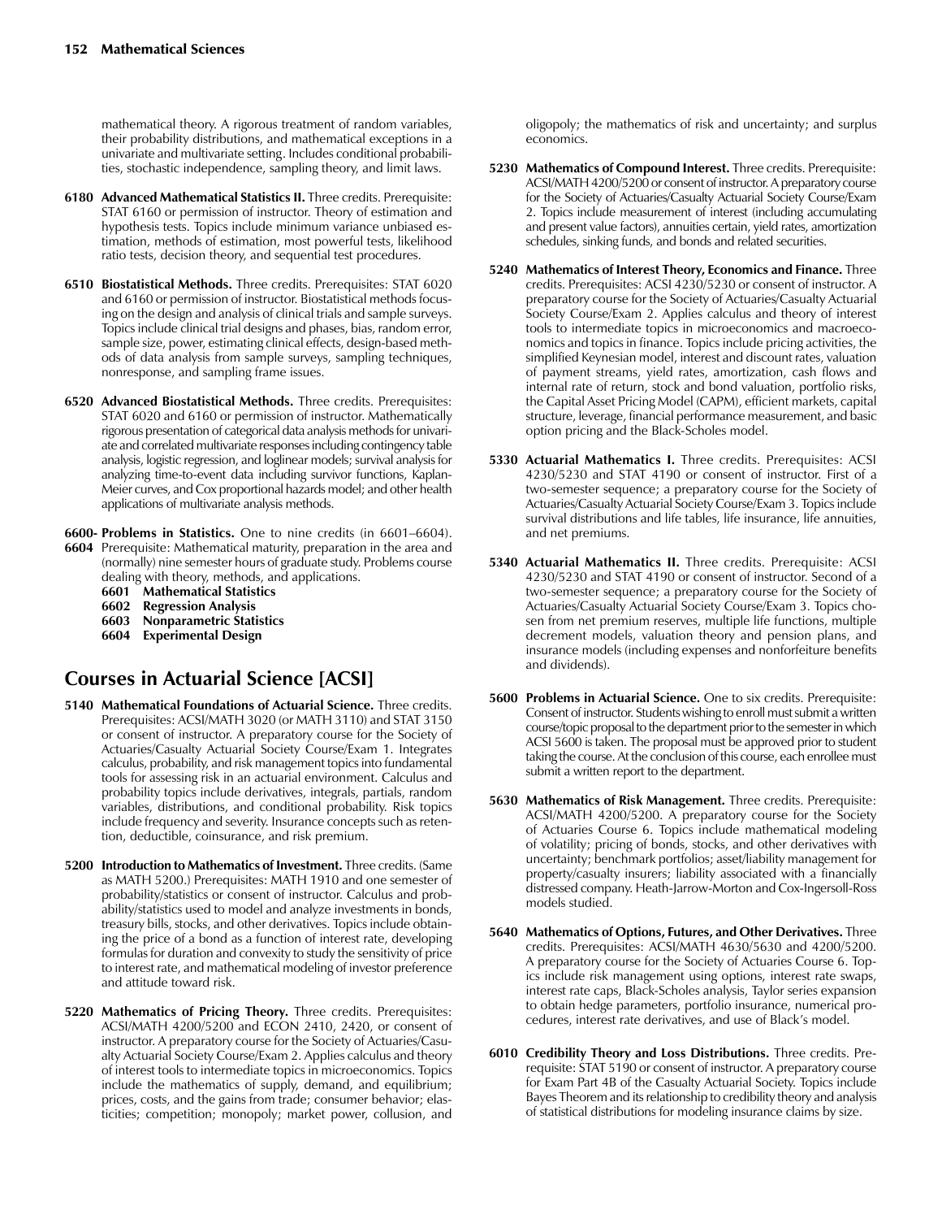mathematical theory. A rigorous treatment of random variables, their probability distributions, and mathematical exceptions in a univariate and multivariate setting. Includes conditional probabilities, stochastic independence, sampling theory, and limit laws.

**6180 Advanced Mathematical Statistics II.** Three credits. Prerequisite: STAT 6160 or permission of instructor. Theory of estimation and hypothesis tests. Topics include minimum variance unbiased estimation, methods of estimation, most powerful tests, likelihood ratio tests, decision theory, and sequential test procedures.

**6510 Biostatistical Methods.** Three credits. Prerequisites: STAT 6020 and 6160 or permission of instructor. Biostatistical methods focusing on the design and analysis of clinical trials and sample surveys. Topics include clinical trial designs and phases, bias, random error, sample size, power, estimating clinical effects, design-based methods of data analysis from sample surveys, sampling techniques, nonresponse, and sampling frame issues.

**6520 Advanced Biostatistical Methods.** Three credits. Prerequisites: STAT 6020 and 6160 or permission of instructor. Mathematically rigorous presentation of categorical data analysis methods for univariate and correlated multivariate responses including contingency table analysis, logistic regression, and loglinear models; survival analysis for analyzing time-to-event data including survivor functions, Kaplan-Meier curves, and Cox proportional hazards model; and other health applications of multivariate analysis methods.

**6600-6604 Problems in Statistics.** One to nine credits (in 6601–6604). Prerequisite: Mathematical maturity, preparation in the area and (normally) nine semester hours of graduate study. Problems course dealing with theory, methods, and applications.

- **6601 Mathematical Statistics**
- **6602 Regression Analysis**
- **6603 Nonparametric Statistics**
- **6604 Experimental Design**

## Courses in Actuarial Science [ACSI]

**5140 Mathematical Foundations of Actuarial Science.** Three credits. Prerequisites: ACSI/MATH 3020 (or MATH 3110) and STAT 3150 or consent of instructor. A preparatory course for the Society of Actuaries/Casualty Actuarial Society Course/Exam 1. Integrates calculus, probability, and risk management topics into fundamental tools for assessing risk in an actuarial environment. Calculus and probability topics include derivatives, integrals, partials, random variables, distributions, and conditional probability. Risk topics include frequency and severity. Insurance concepts such as retention, deductible, coinsurance, and risk premium.

**5200 Introduction to Mathematics of Investment.** Three credits. (Same as MATH 5200.) Prerequisites: MATH 1910 and one semester of probability/statistics or consent of instructor. Calculus and probability/statistics used to model and analyze investments in bonds, treasury bills, stocks, and other derivatives. Topics include obtaining the price of a bond as a function of interest rate, developing formulas for duration and convexity to study the sensitivity of price to interest rate, and mathematical modeling of investor preference and attitude toward risk.

**5220 Mathematics of Pricing Theory.** Three credits. Prerequisites: ACSI/MATH 4200/5200 and ECON 2410, 2420, or consent of instructor. A preparatory course for the Society of Actuaries/Casualty Actuarial Society Course/Exam 2. Applies calculus and theory of interest tools to intermediate topics in microeconomics. Topics include the mathematics of supply, demand, and equilibrium; prices, costs, and the gains from trade; consumer behavior; elasticities; competition; monopoly; market power, collusion, and oligopoly; the mathematics of risk and uncertainty; and surplus economics.

**5230 Mathematics of Compound Interest.** Three credits. Prerequisite: ACSI/MATH 4200/5200 or consent of instructor. A preparatory course for the Society of Actuaries/Casualty Actuarial Society Course/Exam 2. Topics include measurement of interest (including accumulating and present value factors), annuities certain, yield rates, amortization schedules, sinking funds, and bonds and related securities.

**5240 Mathematics of Interest Theory, Economics and Finance.** Three credits. Prerequisites: ACSI 4230/5230 or consent of instructor. A preparatory course for the Society of Actuaries/Casualty Actuarial Society Course/Exam 2. Applies calculus and theory of interest tools to intermediate topics in microeconomics and macroeconomics and topics in finance. Topics include pricing activities, the simplified Keynesian model, interest and discount rates, valuation of payment streams, yield rates, amortization, cash flows and internal rate of return, stock and bond valuation, portfolio risks, the Capital Asset Pricing Model (CAPM), efficient markets, capital structure, leverage, financial performance measurement, and basic option pricing and the Black-Scholes model.

**5330 Actuarial Mathematics I.** Three credits. Prerequisites: ACSI 4230/5230 and STAT 4190 or consent of instructor. First of a two-semester sequence; a preparatory course for the Society of Actuaries/Casualty Actuarial Society Course/Exam 3. Topics include survival distributions and life tables, life insurance, life annuities, and net premiums.

**5340 Actuarial Mathematics II.** Three credits. Prerequisite: ACSI 4230/5230 and STAT 4190 or consent of instructor. Second of a two-semester sequence; a preparatory course for the Society of Actuaries/Casualty Actuarial Society Course/Exam 3. Topics chosen from net premium reserves, multiple life functions, multiple decrement models, valuation theory and pension plans, and insurance models (including expenses and nonforfeiture benefits and dividends).

**5600 Problems in Actuarial Science.** One to six credits. Prerequisite: Consent of instructor. Students wishing to enroll must submit a written course/topic proposal to the department prior to the semester in which ACSI 5600 is taken. The proposal must be approved prior to student taking the course. At the conclusion of this course, each enrollee must submit a written report to the department.

**5630 Mathematics of Risk Management.** Three credits. Prerequisite: ACSI/MATH 4200/5200. A preparatory course for the Society of Actuaries Course 6. Topics include mathematical modeling of volatility; pricing of bonds, stocks, and other derivatives with uncertainty; benchmark portfolios; asset/liability management for property/casualty insurers; liability associated with a financially distressed company. Heath-Jarrow-Morton and Cox-Ingersoll-Ross models studied.

**5640 Mathematics of Options, Futures, and Other Derivatives.** Three credits. Prerequisites: ACSI/MATH 4630/5630 and 4200/5200. A preparatory course for the Society of Actuaries Course 6. Topics include risk management using options, interest rate swaps, interest rate caps, Black-Scholes analysis, Taylor series expansion to obtain hedge parameters, portfolio insurance, numerical procedures, interest rate derivatives, and use of Black's model.

**6010 Credibility Theory and Loss Distributions.** Three credits. Prerequisite: STAT 5190 or consent of instructor. A preparatory course for Exam Part 4B of the Casualty Actuarial Society. Topics include Bayes Theorem and its relationship to credibility theory and analysis of statistical distributions for modeling insurance claims by size.